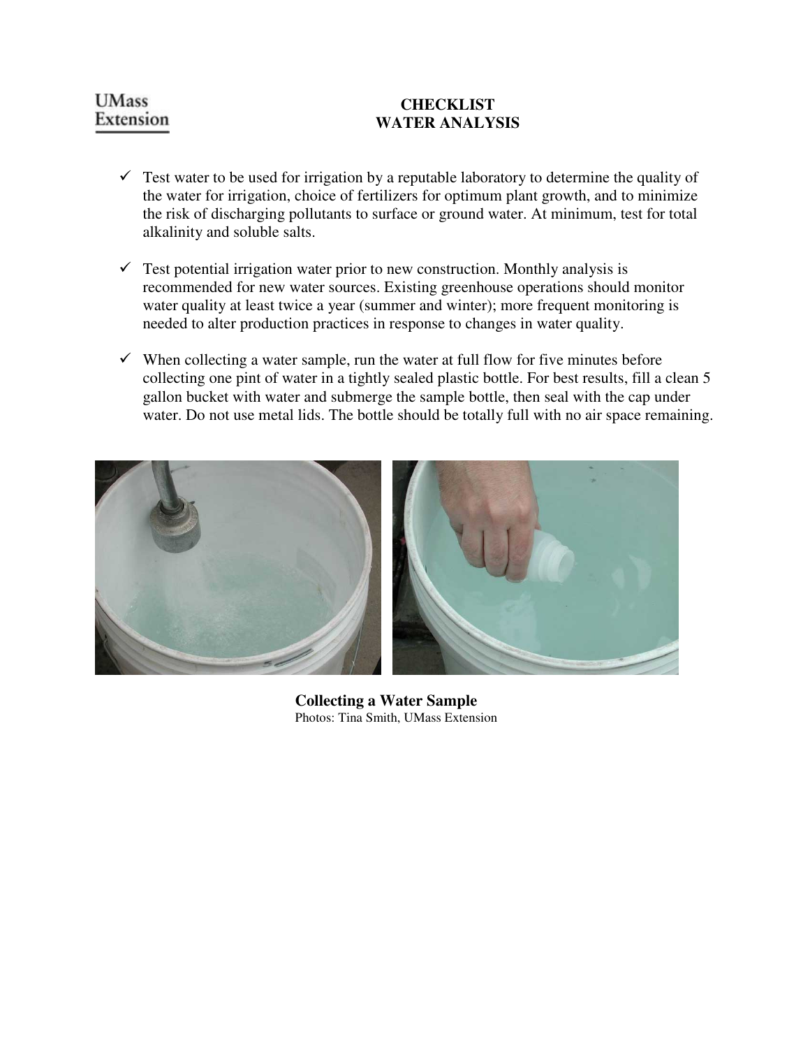UMass Extension

# CHECKLIST
# WATER ANALYSIS

- ✓ Test water to be used for irrigation by a reputable laboratory to determine the quality of the water for irrigation, choice of fertilizers for optimum plant growth, and to minimize the risk of discharging pollutants to surface or ground water. At minimum, test for total alkalinity and soluble salts.

- ✓ Test potential irrigation water prior to new construction. Monthly analysis is recommended for new water sources. Existing greenhouse operations should monitor water quality at least twice a year (summer and winter); more frequent monitoring is needed to alter production practices in response to changes in water quality.

- ✓ When collecting a water sample, run the water at full flow for five minutes before collecting one pint of water in a tightly sealed plastic bottle. For best results, fill a clean 5 gallon bucket with water and submerge the sample bottle, then seal with the cap under water. Do not use metal lids. The bottle should be totally full with no air space remaining.

**Collecting a Water Sample**
Photos: Tina Smith, UMass Extension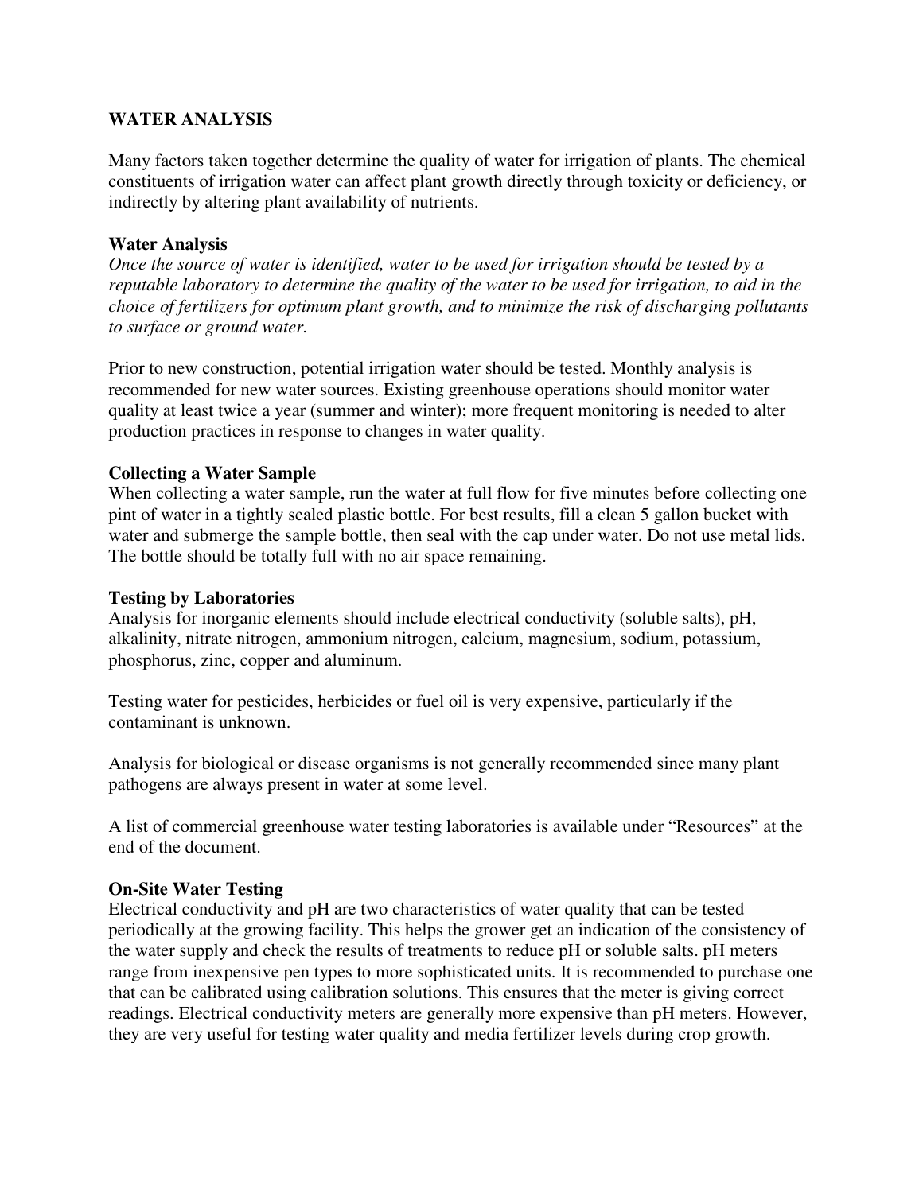# WATER ANALYSIS

Many factors taken together determine the quality of water for irrigation of plants. The chemical constituents of irrigation water can affect plant growth directly through toxicity or deficiency, or indirectly by altering plant availability of nutrients.

## Water Analysis

*Once the source of water is identified, water to be used for irrigation should be tested by a reputable laboratory to determine the quality of the water to be used for irrigation, to aid in the choice of fertilizers for optimum plant growth, and to minimize the risk of discharging pollutants to surface or ground water.*

Prior to new construction, potential irrigation water should be tested. Monthly analysis is recommended for new water sources. Existing greenhouse operations should monitor water quality at least twice a year (summer and winter); more frequent monitoring is needed to alter production practices in response to changes in water quality.

## Collecting a Water Sample

When collecting a water sample, run the water at full flow for five minutes before collecting one pint of water in a tightly sealed plastic bottle. For best results, fill a clean 5 gallon bucket with water and submerge the sample bottle, then seal with the cap under water. Do not use metal lids. The bottle should be totally full with no air space remaining.

## Testing by Laboratories

Analysis for inorganic elements should include electrical conductivity (soluble salts), pH, alkalinity, nitrate nitrogen, ammonium nitrogen, calcium, magnesium, sodium, potassium, phosphorus, zinc, copper and aluminum.

Testing water for pesticides, herbicides or fuel oil is very expensive, particularly if the contaminant is unknown.

Analysis for biological or disease organisms is not generally recommended since many plant pathogens are always present in water at some level.

A list of commercial greenhouse water testing laboratories is available under "Resources" at the end of the document.

## On-Site Water Testing

Electrical conductivity and pH are two characteristics of water quality that can be tested periodically at the growing facility. This helps the grower get an indication of the consistency of the water supply and check the results of treatments to reduce pH or soluble salts. pH meters range from inexpensive pen types to more sophisticated units. It is recommended to purchase one that can be calibrated using calibration solutions. This ensures that the meter is giving correct readings. Electrical conductivity meters are generally more expensive than pH meters. However, they are very useful for testing water quality and media fertilizer levels during crop growth.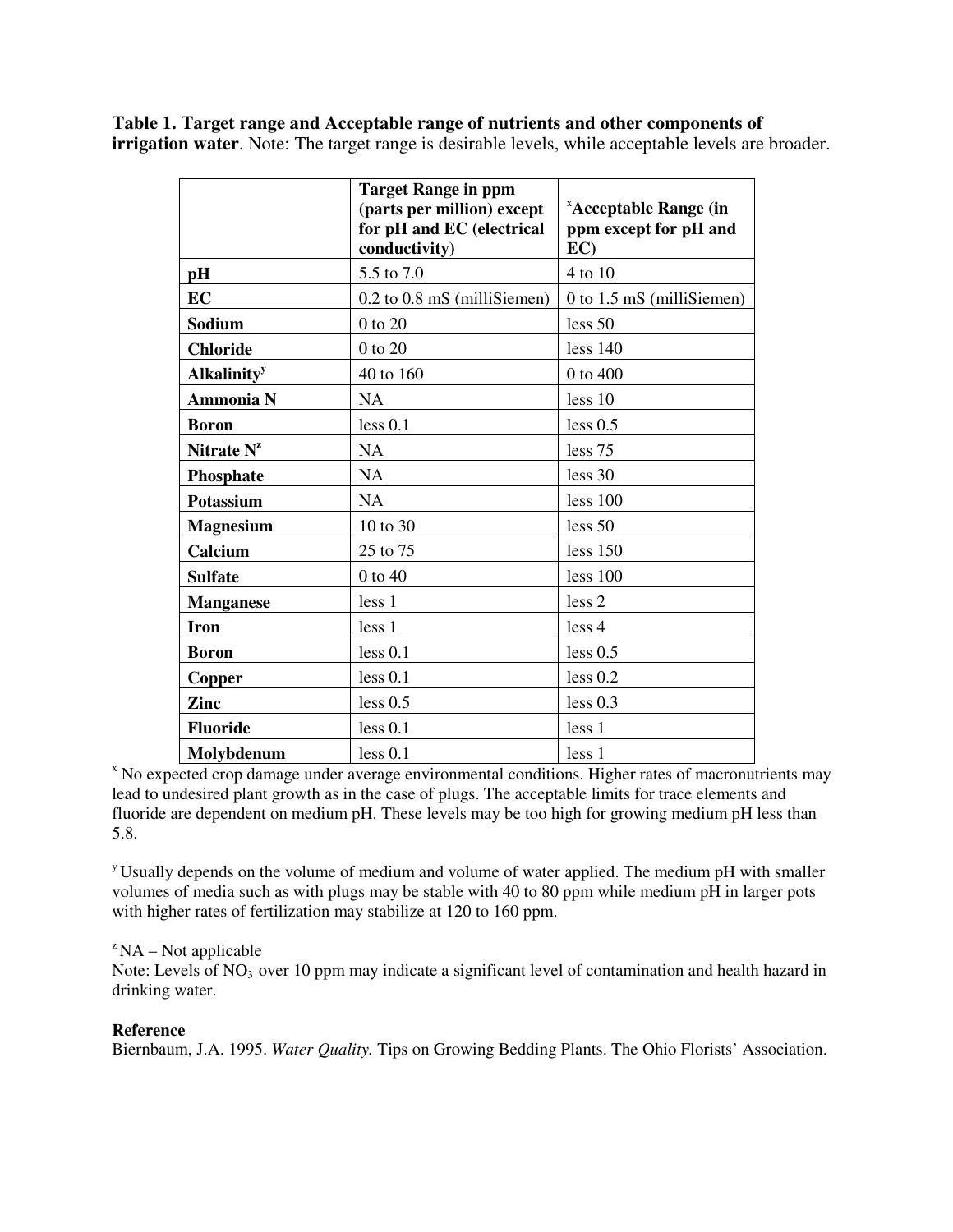**Table 1. Target range and Acceptable range of nutrients and other components of irrigation water**. Note: The target range is desirable levels, while acceptable levels are broader.

| | Target Range in ppm (parts per million) except for pH and EC (electrical conductivity) | [x]Acceptable Range (in ppm except for pH and EC) |
|---|---|---|
| **pH** | 5.5 to 7.0 | 4 to 10 |
| **EC** | 0.2 to 0.8 mS (milliSiemen) | 0 to 1.5 mS (milliSiemen) |
| **Sodium** | 0 to 20 | less 50 |
| **Chloride** | 0 to 20 | less 140 |
| **Alkalinity**[y] | 40 to 160 | 0 to 400 |
| **Ammonia N** | NA | less 10 |
| **Boron** | less 0.1 | less 0.5 |
| **Nitrate N**[z] | NA | less 75 |
| **Phosphate** | NA | less 30 |
| **Potassium** | NA | less 100 |
| **Magnesium** | 10 to 30 | less 50 |
| **Calcium** | 25 to 75 | less 150 |
| **Sulfate** | 0 to 40 | less 100 |
| **Manganese** | less 1 | less 2 |
| **Iron** | less 1 | less 4 |
| **Boron** | less 0.1 | less 0.5 |
| **Copper** | less 0.1 | less 0.2 |
| **Zinc** | less 0.5 | less 0.3 |
| **Fluoride** | less 0.1 | less 1 |
| **Molybdenum** | less 0.1 | less 1 |

[x] No expected crop damage under average environmental conditions. Higher rates of macronutrients may lead to undesired plant growth as in the case of plugs. The acceptable limits for trace elements and fluoride are dependent on medium pH. These levels may be too high for growing medium pH less than 5.8.

[y] Usually depends on the volume of medium and volume of water applied. The medium pH with smaller volumes of media such as with plugs may be stable with 40 to 80 ppm while medium pH in larger pots with higher rates of fertilization may stabilize at 120 to 160 ppm.

[z] NA – Not applicable

Note: Levels of $NO_3$ over 10 ppm may indicate a significant level of contamination and health hazard in drinking water.

**Reference**

Biernbaum, J.A. 1995. *Water Quality.* Tips on Growing Bedding Plants. The Ohio Florists' Association.